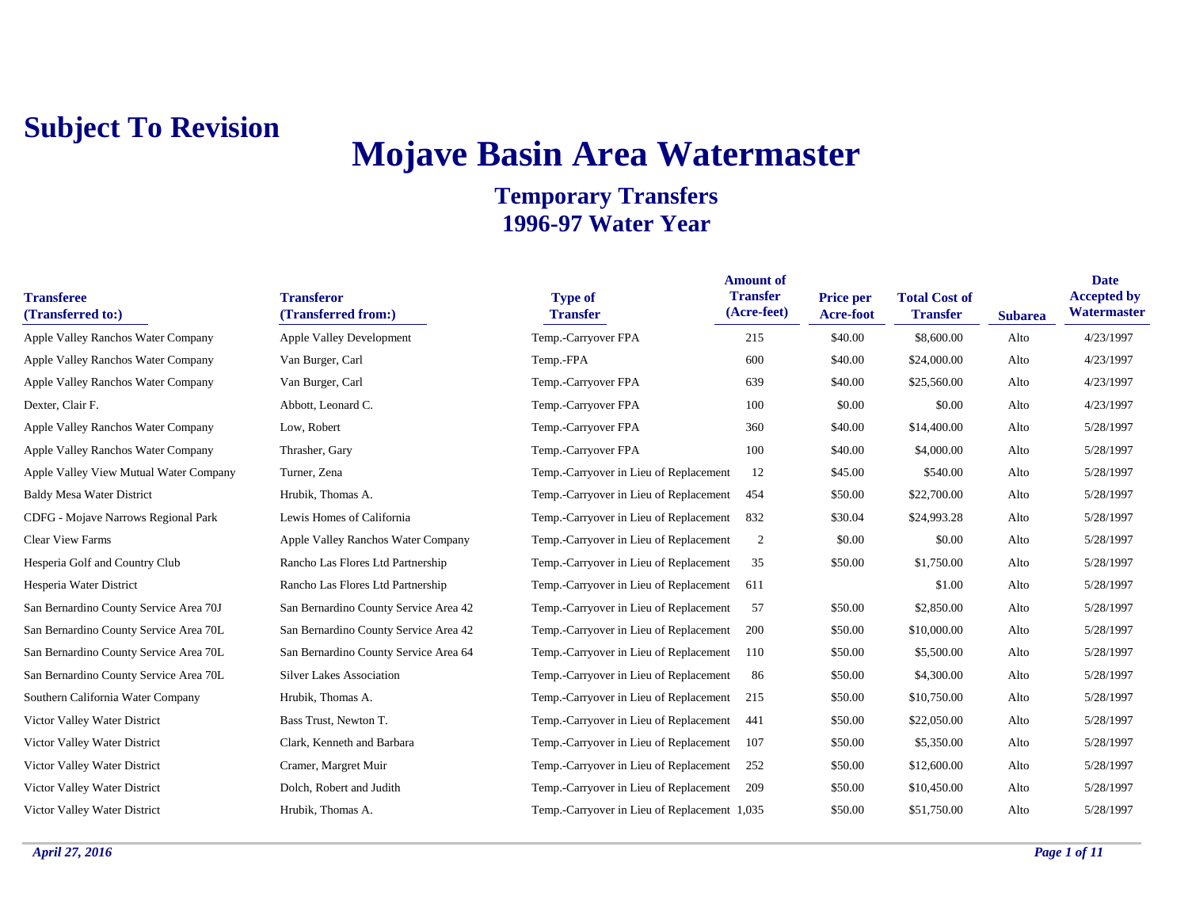**Subject To Revision**

# Mojave Basin Area Watermaster

## Temporary Transfers
## 1996-97 Water Year

| Transferee (Transferred to:) | Transferor (Transferred from:) | Type of Transfer | Amount of Transfer (Acre-feet) | Price per Acre-foot | Total Cost of Transfer | Subarea | Date Accepted by Watermaster |
|---|---|---|---|---|---|---|---|
| Apple Valley Ranchos Water Company | Apple Valley Development | Temp.-Carryover FPA | 215 | $40.00 | $8,600.00 | Alto | 4/23/1997 |
| Apple Valley Ranchos Water Company | Van Burger, Carl | Temp.-FPA | 600 | $40.00 | $24,000.00 | Alto | 4/23/1997 |
| Apple Valley Ranchos Water Company | Van Burger, Carl | Temp.-Carryover FPA | 639 | $40.00 | $25,560.00 | Alto | 4/23/1997 |
| Dexter, Clair F. | Abbott, Leonard C. | Temp.-Carryover FPA | 100 | $0.00 | $0.00 | Alto | 4/23/1997 |
| Apple Valley Ranchos Water Company | Low, Robert | Temp.-Carryover FPA | 360 | $40.00 | $14,400.00 | Alto | 5/28/1997 |
| Apple Valley Ranchos Water Company | Thrasher, Gary | Temp.-Carryover FPA | 100 | $40.00 | $4,000.00 | Alto | 5/28/1997 |
| Apple Valley View Mutual Water Company | Turner, Zena | Temp.-Carryover in Lieu of Replacement | 12 | $45.00 | $540.00 | Alto | 5/28/1997 |
| Baldy Mesa Water District | Hrubik, Thomas A. | Temp.-Carryover in Lieu of Replacement | 454 | $50.00 | $22,700.00 | Alto | 5/28/1997 |
| CDFG - Mojave Narrows Regional Park | Lewis Homes of California | Temp.-Carryover in Lieu of Replacement | 832 | $30.04 | $24,993.28 | Alto | 5/28/1997 |
| Clear View Farms | Apple Valley Ranchos Water Company | Temp.-Carryover in Lieu of Replacement | 2 | $0.00 | $0.00 | Alto | 5/28/1997 |
| Hesperia Golf and Country Club | Rancho Las Flores Ltd Partnership | Temp.-Carryover in Lieu of Replacement | 35 | $50.00 | $1,750.00 | Alto | 5/28/1997 |
| Hesperia Water District | Rancho Las Flores Ltd Partnership | Temp.-Carryover in Lieu of Replacement | 611 | | $1.00 | Alto | 5/28/1997 |
| San Bernardino County Service Area 70J | San Bernardino County Service Area 42 | Temp.-Carryover in Lieu of Replacement | 57 | $50.00 | $2,850.00 | Alto | 5/28/1997 |
| San Bernardino County Service Area 70L | San Bernardino County Service Area 42 | Temp.-Carryover in Lieu of Replacement | 200 | $50.00 | $10,000.00 | Alto | 5/28/1997 |
| San Bernardino County Service Area 70L | San Bernardino County Service Area 64 | Temp.-Carryover in Lieu of Replacement | 110 | $50.00 | $5,500.00 | Alto | 5/28/1997 |
| San Bernardino County Service Area 70L | Silver Lakes Association | Temp.-Carryover in Lieu of Replacement | 86 | $50.00 | $4,300.00 | Alto | 5/28/1997 |
| Southern California Water Company | Hrubik, Thomas A. | Temp.-Carryover in Lieu of Replacement | 215 | $50.00 | $10,750.00 | Alto | 5/28/1997 |
| Victor Valley Water District | Bass Trust, Newton T. | Temp.-Carryover in Lieu of Replacement | 441 | $50.00 | $22,050.00 | Alto | 5/28/1997 |
| Victor Valley Water District | Clark, Kenneth and Barbara | Temp.-Carryover in Lieu of Replacement | 107 | $50.00 | $5,350.00 | Alto | 5/28/1997 |
| Victor Valley Water District | Cramer, Margret Muir | Temp.-Carryover in Lieu of Replacement | 252 | $50.00 | $12,600.00 | Alto | 5/28/1997 |
| Victor Valley Water District | Dolch, Robert and Judith | Temp.-Carryover in Lieu of Replacement | 209 | $50.00 | $10,450.00 | Alto | 5/28/1997 |
| Victor Valley Water District | Hrubik, Thomas A. | Temp.-Carryover in Lieu of Replacement | 1,035 | $50.00 | $51,750.00 | Alto | 5/28/1997 |

*April 27, 2016*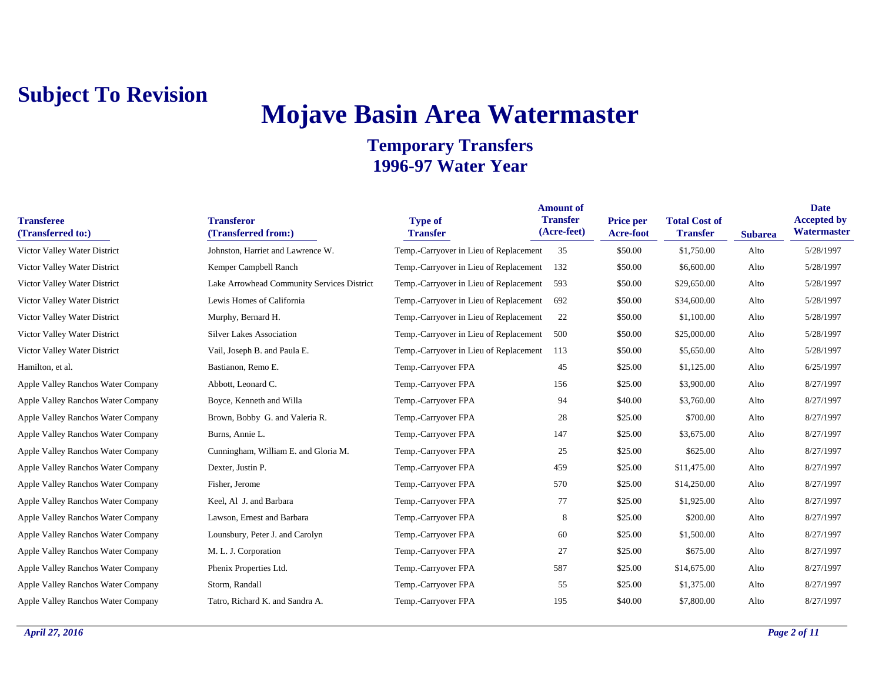**Subject To Revision**

# Mojave Basin Area Watermaster

## Temporary Transfers
## 1996-97 Water Year

| Transferee (Transferred to:) | Transferor (Transferred from:) | Type of Transfer | Amount of Transfer (Acre-feet) | Price per Acre-foot | Total Cost of Transfer | Subarea | Date Accepted by Watermaster |
|---|---|---|---|---|---|---|---|
| Victor Valley Water District | Johnston, Harriet and Lawrence W. | Temp.-Carryover in Lieu of Replacement | 35 | $50.00 | $1,750.00 | Alto | 5/28/1997 |
| Victor Valley Water District | Kemper Campbell Ranch | Temp.-Carryover in Lieu of Replacement | 132 | $50.00 | $6,600.00 | Alto | 5/28/1997 |
| Victor Valley Water District | Lake Arrowhead Community Services District | Temp.-Carryover in Lieu of Replacement | 593 | $50.00 | $29,650.00 | Alto | 5/28/1997 |
| Victor Valley Water District | Lewis Homes of California | Temp.-Carryover in Lieu of Replacement | 692 | $50.00 | $34,600.00 | Alto | 5/28/1997 |
| Victor Valley Water District | Murphy, Bernard H. | Temp.-Carryover in Lieu of Replacement | 22 | $50.00 | $1,100.00 | Alto | 5/28/1997 |
| Victor Valley Water District | Silver Lakes Association | Temp.-Carryover in Lieu of Replacement | 500 | $50.00 | $25,000.00 | Alto | 5/28/1997 |
| Victor Valley Water District | Vail, Joseph B. and Paula E. | Temp.-Carryover in Lieu of Replacement | 113 | $50.00 | $5,650.00 | Alto | 5/28/1997 |
| Hamilton, et al. | Bastianon, Remo E. | Temp.-Carryover FPA | 45 | $25.00 | $1,125.00 | Alto | 6/25/1997 |
| Apple Valley Ranchos Water Company | Abbott, Leonard C. | Temp.-Carryover FPA | 156 | $25.00 | $3,900.00 | Alto | 8/27/1997 |
| Apple Valley Ranchos Water Company | Boyce, Kenneth and Willa | Temp.-Carryover FPA | 94 | $40.00 | $3,760.00 | Alto | 8/27/1997 |
| Apple Valley Ranchos Water Company | Brown, Bobby G. and Valeria R. | Temp.-Carryover FPA | 28 | $25.00 | $700.00 | Alto | 8/27/1997 |
| Apple Valley Ranchos Water Company | Burns, Annie L. | Temp.-Carryover FPA | 147 | $25.00 | $3,675.00 | Alto | 8/27/1997 |
| Apple Valley Ranchos Water Company | Cunningham, William E. and Gloria M. | Temp.-Carryover FPA | 25 | $25.00 | $625.00 | Alto | 8/27/1997 |
| Apple Valley Ranchos Water Company | Dexter, Justin P. | Temp.-Carryover FPA | 459 | $25.00 | $11,475.00 | Alto | 8/27/1997 |
| Apple Valley Ranchos Water Company | Fisher, Jerome | Temp.-Carryover FPA | 570 | $25.00 | $14,250.00 | Alto | 8/27/1997 |
| Apple Valley Ranchos Water Company | Keel, Al J. and Barbara | Temp.-Carryover FPA | 77 | $25.00 | $1,925.00 | Alto | 8/27/1997 |
| Apple Valley Ranchos Water Company | Lawson, Ernest and Barbara | Temp.-Carryover FPA | 8 | $25.00 | $200.00 | Alto | 8/27/1997 |
| Apple Valley Ranchos Water Company | Lounsbury, Peter J. and Carolyn | Temp.-Carryover FPA | 60 | $25.00 | $1,500.00 | Alto | 8/27/1997 |
| Apple Valley Ranchos Water Company | M. L. J. Corporation | Temp.-Carryover FPA | 27 | $25.00 | $675.00 | Alto | 8/27/1997 |
| Apple Valley Ranchos Water Company | Phenix Properties Ltd. | Temp.-Carryover FPA | 587 | $25.00 | $14,675.00 | Alto | 8/27/1997 |
| Apple Valley Ranchos Water Company | Storm, Randall | Temp.-Carryover FPA | 55 | $25.00 | $1,375.00 | Alto | 8/27/1997 |
| Apple Valley Ranchos Water Company | Tatro, Richard K. and Sandra A. | Temp.-Carryover FPA | 195 | $40.00 | $7,800.00 | Alto | 8/27/1997 |

*April 27, 2016*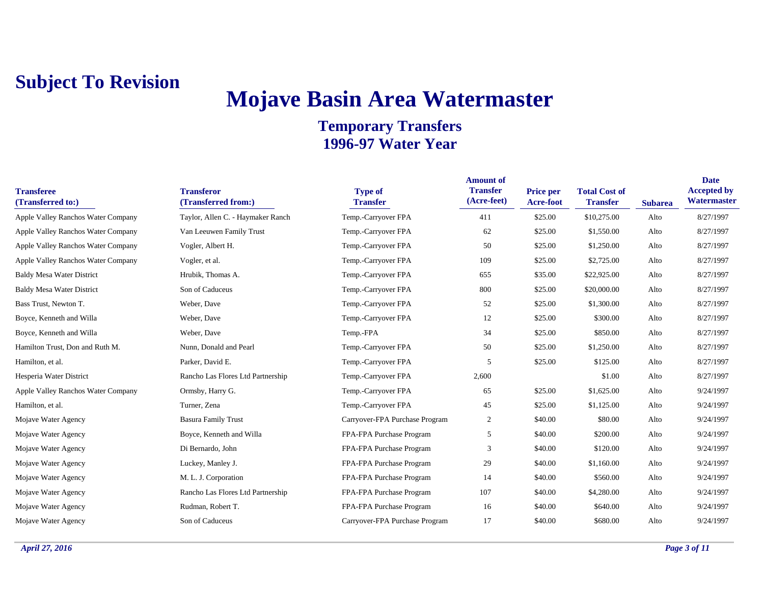**Subject To Revision**

# Mojave Basin Area Watermaster

## Temporary Transfers
## 1996-97 Water Year

| Transferee (Transferred to:) | Transferor (Transferred from:) | Type of Transfer | Amount of Transfer (Acre-feet) | Price per Acre-foot | Total Cost of Transfer | Subarea | Date Accepted by Watermaster |
|---|---|---|---|---|---|---|---|
| Apple Valley Ranchos Water Company | Taylor, Allen C. - Haymaker Ranch | Temp.-Carryover FPA | 411 | $25.00 | $10,275.00 | Alto | 8/27/1997 |
| Apple Valley Ranchos Water Company | Van Leeuwen Family Trust | Temp.-Carryover FPA | 62 | $25.00 | $1,550.00 | Alto | 8/27/1997 |
| Apple Valley Ranchos Water Company | Vogler, Albert H. | Temp.-Carryover FPA | 50 | $25.00 | $1,250.00 | Alto | 8/27/1997 |
| Apple Valley Ranchos Water Company | Vogler, et al. | Temp.-Carryover FPA | 109 | $25.00 | $2,725.00 | Alto | 8/27/1997 |
| Baldy Mesa Water District | Hrubik, Thomas A. | Temp.-Carryover FPA | 655 | $35.00 | $22,925.00 | Alto | 8/27/1997 |
| Baldy Mesa Water District | Son of Caduceus | Temp.-Carryover FPA | 800 | $25.00 | $20,000.00 | Alto | 8/27/1997 |
| Bass Trust, Newton T. | Weber, Dave | Temp.-Carryover FPA | 52 | $25.00 | $1,300.00 | Alto | 8/27/1997 |
| Boyce, Kenneth and Willa | Weber, Dave | Temp.-Carryover FPA | 12 | $25.00 | $300.00 | Alto | 8/27/1997 |
| Boyce, Kenneth and Willa | Weber, Dave | Temp.-FPA | 34 | $25.00 | $850.00 | Alto | 8/27/1997 |
| Hamilton Trust, Don and Ruth M. | Nunn, Donald and Pearl | Temp.-Carryover FPA | 50 | $25.00 | $1,250.00 | Alto | 8/27/1997 |
| Hamilton, et al. | Parker, David E. | Temp.-Carryover FPA | 5 | $25.00 | $125.00 | Alto | 8/27/1997 |
| Hesperia Water District | Rancho Las Flores Ltd Partnership | Temp.-Carryover FPA | 2,600 | | $1.00 | Alto | 8/27/1997 |
| Apple Valley Ranchos Water Company | Ormsby, Harry G. | Temp.-Carryover FPA | 65 | $25.00 | $1,625.00 | Alto | 9/24/1997 |
| Hamilton, et al. | Turner, Zena | Temp.-Carryover FPA | 45 | $25.00 | $1,125.00 | Alto | 9/24/1997 |
| Mojave Water Agency | Basura Family Trust | Carryover-FPA Purchase Program | 2 | $40.00 | $80.00 | Alto | 9/24/1997 |
| Mojave Water Agency | Boyce, Kenneth and Willa | FPA-FPA Purchase Program | 5 | $40.00 | $200.00 | Alto | 9/24/1997 |
| Mojave Water Agency | Di Bernardo, John | FPA-FPA Purchase Program | 3 | $40.00 | $120.00 | Alto | 9/24/1997 |
| Mojave Water Agency | Luckey, Manley J. | FPA-FPA Purchase Program | 29 | $40.00 | $1,160.00 | Alto | 9/24/1997 |
| Mojave Water Agency | M. L. J. Corporation | FPA-FPA Purchase Program | 14 | $40.00 | $560.00 | Alto | 9/24/1997 |
| Mojave Water Agency | Rancho Las Flores Ltd Partnership | FPA-FPA Purchase Program | 107 | $40.00 | $4,280.00 | Alto | 9/24/1997 |
| Mojave Water Agency | Rudman, Robert T. | FPA-FPA Purchase Program | 16 | $40.00 | $640.00 | Alto | 9/24/1997 |
| Mojave Water Agency | Son of Caduceus | Carryover-FPA Purchase Program | 17 | $40.00 | $680.00 | Alto | 9/24/1997 |

*April 27, 2016*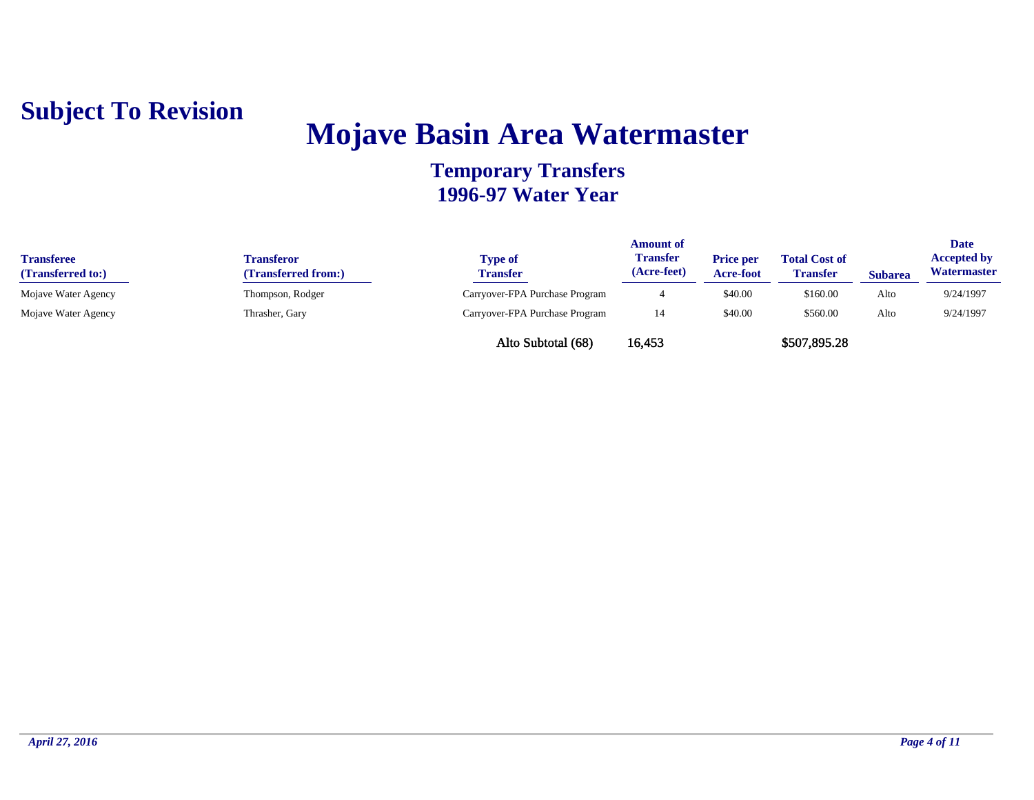**Subject To Revision**

# Mojave Basin Area Watermaster

## Temporary Transfers
## 1996-97 Water Year

| Transferee (Transferred to:) | Transferor (Transferred from:) | Type of Transfer | Amount of Transfer (Acre-feet) | Price per Acre-foot | Total Cost of Transfer | Subarea | Date Accepted by Watermaster |
|---|---|---|---|---|---|---|---|
| Mojave Water Agency | Thompson, Rodger | Carryover-FPA Purchase Program | 4 | $40.00 | $160.00 | Alto | 9/24/1997 |
| Mojave Water Agency | Thrasher, Gary | Carryover-FPA Purchase Program | 14 | $40.00 | $560.00 | Alto | 9/24/1997 |
| | | Alto Subtotal (68) | 16,453 | | $507,895.28 | | |

*April 27, 2016*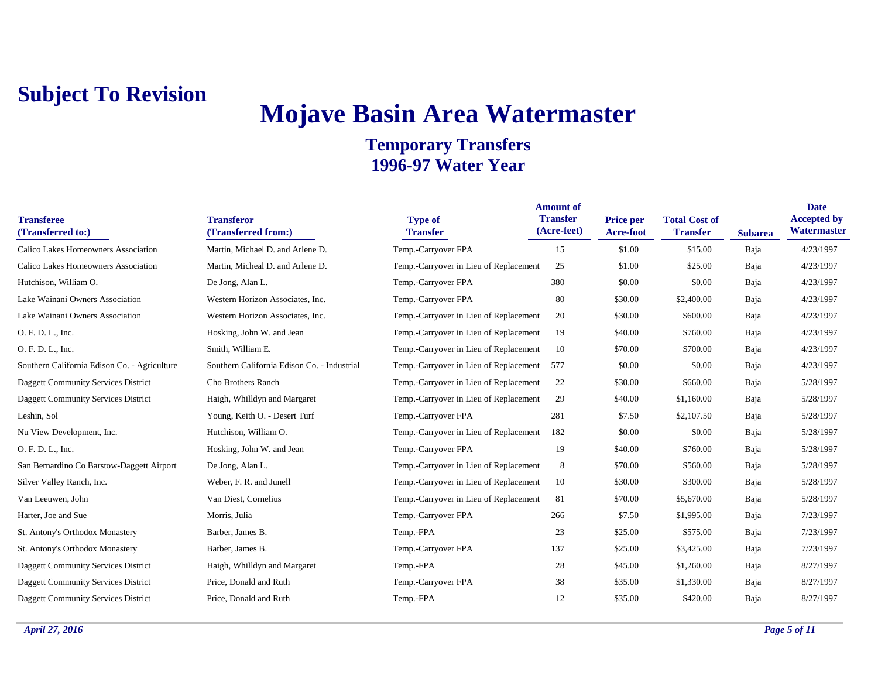**Subject To Revision**

# Mojave Basin Area Watermaster

## Temporary Transfers
## 1996-97 Water Year

| Transferee (Transferred to:) | Transferor (Transferred from:) | Type of Transfer | Amount of Transfer (Acre-feet) | Price per Acre-foot | Total Cost of Transfer | Subarea | Date Accepted by Watermaster |
|---|---|---|---|---|---|---|---|
| Calico Lakes Homeowners Association | Martin, Michael D. and Arlene D. | Temp.-Carryover FPA | 15 | $1.00 | $15.00 | Baja | 4/23/1997 |
| Calico Lakes Homeowners Association | Martin, Micheal D. and Arlene D. | Temp.-Carryover in Lieu of Replacement | 25 | $1.00 | $25.00 | Baja | 4/23/1997 |
| Hutchison, William O. | De Jong, Alan L. | Temp.-Carryover FPA | 380 | $0.00 | $0.00 | Baja | 4/23/1997 |
| Lake Wainani Owners Association | Western Horizon Associates, Inc. | Temp.-Carryover FPA | 80 | $30.00 | $2,400.00 | Baja | 4/23/1997 |
| Lake Wainani Owners Association | Western Horizon Associates, Inc. | Temp.-Carryover in Lieu of Replacement | 20 | $30.00 | $600.00 | Baja | 4/23/1997 |
| O. F. D. L., Inc. | Hosking, John W. and Jean | Temp.-Carryover in Lieu of Replacement | 19 | $40.00 | $760.00 | Baja | 4/23/1997 |
| O. F. D. L., Inc. | Smith, William E. | Temp.-Carryover in Lieu of Replacement | 10 | $70.00 | $700.00 | Baja | 4/23/1997 |
| Southern California Edison Co. - Agriculture | Southern California Edison Co. - Industrial | Temp.-Carryover in Lieu of Replacement | 577 | $0.00 | $0.00 | Baja | 4/23/1997 |
| Daggett Community Services District | Cho Brothers Ranch | Temp.-Carryover in Lieu of Replacement | 22 | $30.00 | $660.00 | Baja | 5/28/1997 |
| Daggett Community Services District | Haigh, Whilldyn and Margaret | Temp.-Carryover in Lieu of Replacement | 29 | $40.00 | $1,160.00 | Baja | 5/28/1997 |
| Leshin, Sol | Young, Keith O. - Desert Turf | Temp.-Carryover FPA | 281 | $7.50 | $2,107.50 | Baja | 5/28/1997 |
| Nu View Development, Inc. | Hutchison, William O. | Temp.-Carryover in Lieu of Replacement | 182 | $0.00 | $0.00 | Baja | 5/28/1997 |
| O. F. D. L., Inc. | Hosking, John W. and Jean | Temp.-Carryover FPA | 19 | $40.00 | $760.00 | Baja | 5/28/1997 |
| San Bernardino Co Barstow-Daggett Airport | De Jong, Alan L. | Temp.-Carryover in Lieu of Replacement | 8 | $70.00 | $560.00 | Baja | 5/28/1997 |
| Silver Valley Ranch, Inc. | Weber, F. R. and Junell | Temp.-Carryover in Lieu of Replacement | 10 | $30.00 | $300.00 | Baja | 5/28/1997 |
| Van Leeuwen, John | Van Diest, Cornelius | Temp.-Carryover in Lieu of Replacement | 81 | $70.00 | $5,670.00 | Baja | 5/28/1997 |
| Harter, Joe and Sue | Morris, Julia | Temp.-Carryover FPA | 266 | $7.50 | $1,995.00 | Baja | 7/23/1997 |
| St. Antony's Orthodox Monastery | Barber, James B. | Temp.-FPA | 23 | $25.00 | $575.00 | Baja | 7/23/1997 |
| St. Antony's Orthodox Monastery | Barber, James B. | Temp.-Carryover FPA | 137 | $25.00 | $3,425.00 | Baja | 7/23/1997 |
| Daggett Community Services District | Haigh, Whilldyn and Margaret | Temp.-FPA | 28 | $45.00 | $1,260.00 | Baja | 8/27/1997 |
| Daggett Community Services District | Price, Donald and Ruth | Temp.-Carryover FPA | 38 | $35.00 | $1,330.00 | Baja | 8/27/1997 |
| Daggett Community Services District | Price, Donald and Ruth | Temp.-FPA | 12 | $35.00 | $420.00 | Baja | 8/27/1997 |

*April 27, 2016*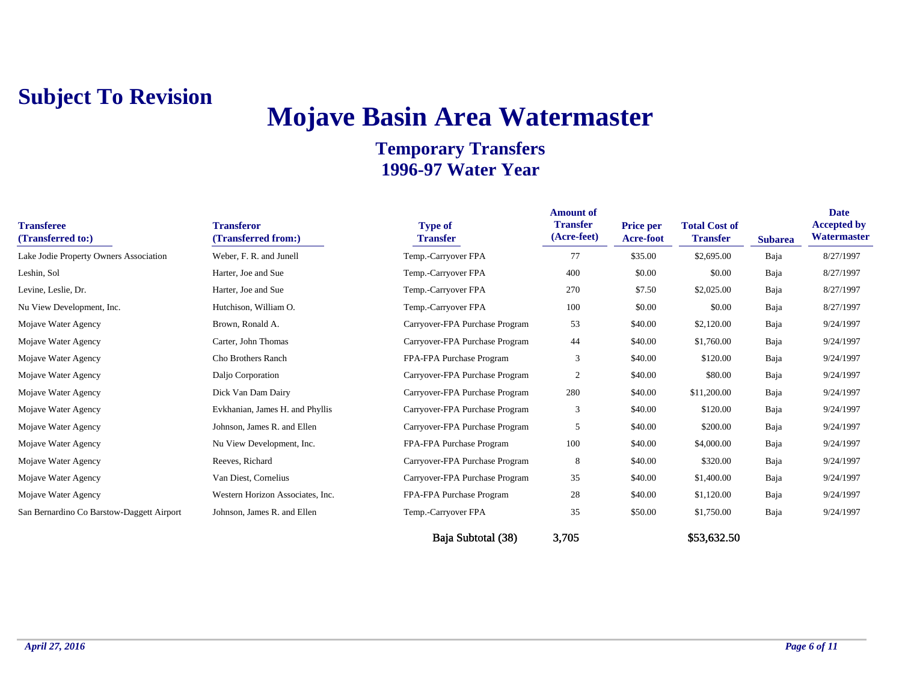**Subject To Revision**

# Mojave Basin Area Watermaster

## Temporary Transfers
## 1996-97 Water Year

| Transferee (Transferred to:) | Transferor (Transferred from:) | Type of Transfer | Amount of Transfer (Acre-feet) | Price per Acre-foot | Total Cost of Transfer | Subarea | Date Accepted by Watermaster |
|---|---|---|---|---|---|---|---|
| Lake Jodie Property Owners Association | Weber, F. R. and Junell | Temp.-Carryover FPA | 77 | $35.00 | $2,695.00 | Baja | 8/27/1997 |
| Leshin, Sol | Harter, Joe and Sue | Temp.-Carryover FPA | 400 | $0.00 | $0.00 | Baja | 8/27/1997 |
| Levine, Leslie, Dr. | Harter, Joe and Sue | Temp.-Carryover FPA | 270 | $7.50 | $2,025.00 | Baja | 8/27/1997 |
| Nu View Development, Inc. | Hutchison, William O. | Temp.-Carryover FPA | 100 | $0.00 | $0.00 | Baja | 8/27/1997 |
| Mojave Water Agency | Brown, Ronald A. | Carryover-FPA Purchase Program | 53 | $40.00 | $2,120.00 | Baja | 9/24/1997 |
| Mojave Water Agency | Carter, John Thomas | Carryover-FPA Purchase Program | 44 | $40.00 | $1,760.00 | Baja | 9/24/1997 |
| Mojave Water Agency | Cho Brothers Ranch | FPA-FPA Purchase Program | 3 | $40.00 | $120.00 | Baja | 9/24/1997 |
| Mojave Water Agency | Daljo Corporation | Carryover-FPA Purchase Program | 2 | $40.00 | $80.00 | Baja | 9/24/1997 |
| Mojave Water Agency | Dick Van Dam Dairy | Carryover-FPA Purchase Program | 280 | $40.00 | $11,200.00 | Baja | 9/24/1997 |
| Mojave Water Agency | Evkhanian, James H. and Phyllis | Carryover-FPA Purchase Program | 3 | $40.00 | $120.00 | Baja | 9/24/1997 |
| Mojave Water Agency | Johnson, James R. and Ellen | Carryover-FPA Purchase Program | 5 | $40.00 | $200.00 | Baja | 9/24/1997 |
| Mojave Water Agency | Nu View Development, Inc. | FPA-FPA Purchase Program | 100 | $40.00 | $4,000.00 | Baja | 9/24/1997 |
| Mojave Water Agency | Reeves, Richard | Carryover-FPA Purchase Program | 8 | $40.00 | $320.00 | Baja | 9/24/1997 |
| Mojave Water Agency | Van Diest, Cornelius | Carryover-FPA Purchase Program | 35 | $40.00 | $1,400.00 | Baja | 9/24/1997 |
| Mojave Water Agency | Western Horizon Associates, Inc. | FPA-FPA Purchase Program | 28 | $40.00 | $1,120.00 | Baja | 9/24/1997 |
| San Bernardino Co Barstow-Daggett Airport | Johnson, James R. and Ellen | Temp.-Carryover FPA | 35 | $50.00 | $1,750.00 | Baja | 9/24/1997 |
| | | **Baja Subtotal (38)** | **3,705** | | **$53,632.50** | | |

*April 27, 2016*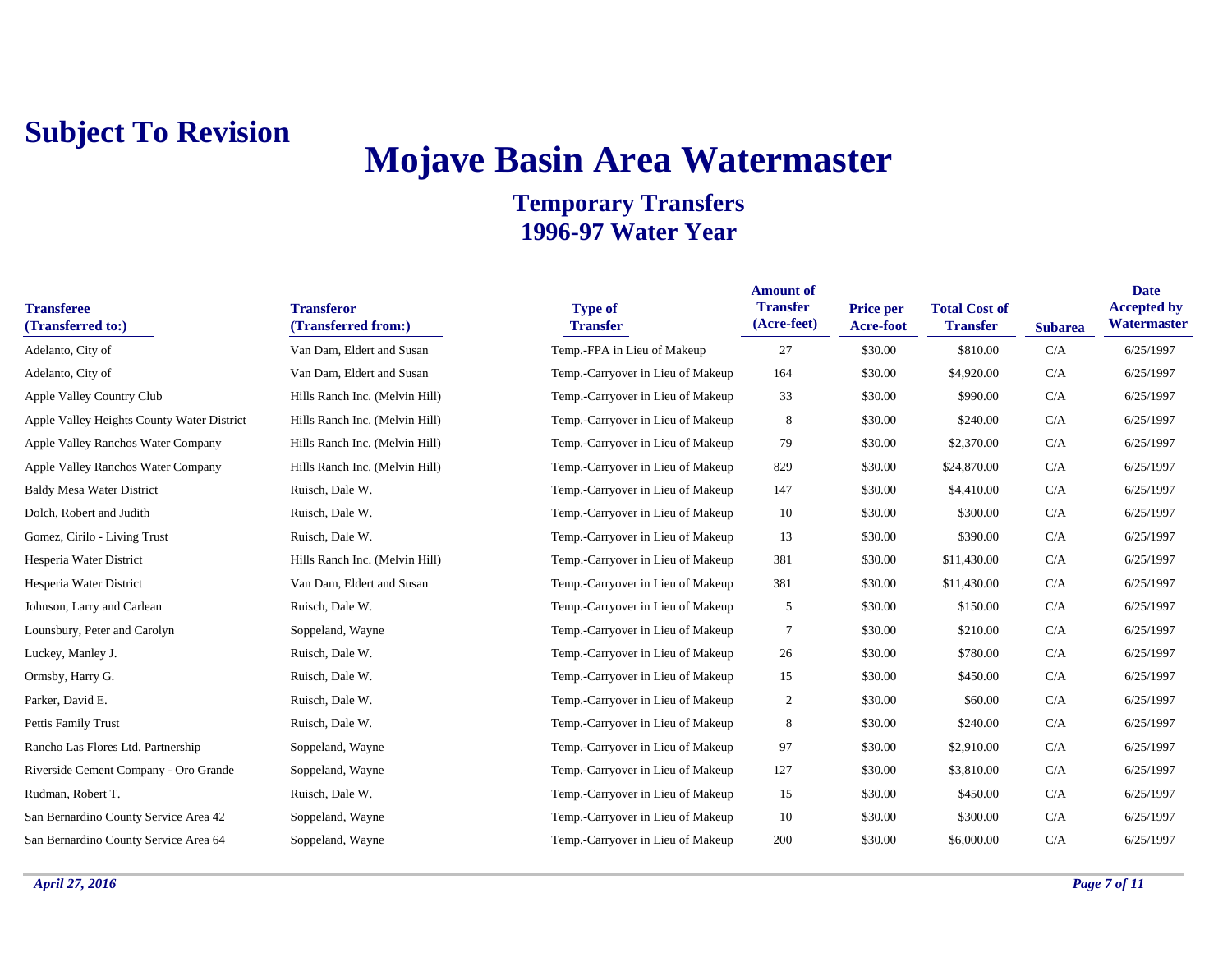**Subject To Revision**

# Mojave Basin Area Watermaster

## Temporary Transfers
## 1996-97 Water Year

| Transferee (Transferred to:) | Transferor (Transferred from:) | Type of Transfer | Amount of Transfer (Acre-feet) | Price per Acre-foot | Total Cost of Transfer | Subarea | Date Accepted by Watermaster |
|---|---|---|---|---|---|---|---|
| Adelanto, City of | Van Dam, Eldert and Susan | Temp.-FPA in Lieu of Makeup | 27 | $30.00 | $810.00 | C/A | 6/25/1997 |
| Adelanto, City of | Van Dam, Eldert and Susan | Temp.-Carryover in Lieu of Makeup | 164 | $30.00 | $4,920.00 | C/A | 6/25/1997 |
| Apple Valley Country Club | Hills Ranch Inc. (Melvin Hill) | Temp.-Carryover in Lieu of Makeup | 33 | $30.00 | $990.00 | C/A | 6/25/1997 |
| Apple Valley Heights County Water District | Hills Ranch Inc. (Melvin Hill) | Temp.-Carryover in Lieu of Makeup | 8 | $30.00 | $240.00 | C/A | 6/25/1997 |
| Apple Valley Ranchos Water Company | Hills Ranch Inc. (Melvin Hill) | Temp.-Carryover in Lieu of Makeup | 79 | $30.00 | $2,370.00 | C/A | 6/25/1997 |
| Apple Valley Ranchos Water Company | Hills Ranch Inc. (Melvin Hill) | Temp.-Carryover in Lieu of Makeup | 829 | $30.00 | $24,870.00 | C/A | 6/25/1997 |
| Baldy Mesa Water District | Ruisch, Dale W. | Temp.-Carryover in Lieu of Makeup | 147 | $30.00 | $4,410.00 | C/A | 6/25/1997 |
| Dolch, Robert and Judith | Ruisch, Dale W. | Temp.-Carryover in Lieu of Makeup | 10 | $30.00 | $300.00 | C/A | 6/25/1997 |
| Gomez, Cirilo - Living Trust | Ruisch, Dale W. | Temp.-Carryover in Lieu of Makeup | 13 | $30.00 | $390.00 | C/A | 6/25/1997 |
| Hesperia Water District | Hills Ranch Inc. (Melvin Hill) | Temp.-Carryover in Lieu of Makeup | 381 | $30.00 | $11,430.00 | C/A | 6/25/1997 |
| Hesperia Water District | Van Dam, Eldert and Susan | Temp.-Carryover in Lieu of Makeup | 381 | $30.00 | $11,430.00 | C/A | 6/25/1997 |
| Johnson, Larry and Carlean | Ruisch, Dale W. | Temp.-Carryover in Lieu of Makeup | 5 | $30.00 | $150.00 | C/A | 6/25/1997 |
| Lounsbury, Peter and Carolyn | Soppeland, Wayne | Temp.-Carryover in Lieu of Makeup | 7 | $30.00 | $210.00 | C/A | 6/25/1997 |
| Luckey, Manley J. | Ruisch, Dale W. | Temp.-Carryover in Lieu of Makeup | 26 | $30.00 | $780.00 | C/A | 6/25/1997 |
| Ormsby, Harry G. | Ruisch, Dale W. | Temp.-Carryover in Lieu of Makeup | 15 | $30.00 | $450.00 | C/A | 6/25/1997 |
| Parker, David E. | Ruisch, Dale W. | Temp.-Carryover in Lieu of Makeup | 2 | $30.00 | $60.00 | C/A | 6/25/1997 |
| Pettis Family Trust | Ruisch, Dale W. | Temp.-Carryover in Lieu of Makeup | 8 | $30.00 | $240.00 | C/A | 6/25/1997 |
| Rancho Las Flores Ltd. Partnership | Soppeland, Wayne | Temp.-Carryover in Lieu of Makeup | 97 | $30.00 | $2,910.00 | C/A | 6/25/1997 |
| Riverside Cement Company - Oro Grande | Soppeland, Wayne | Temp.-Carryover in Lieu of Makeup | 127 | $30.00 | $3,810.00 | C/A | 6/25/1997 |
| Rudman, Robert T. | Ruisch, Dale W. | Temp.-Carryover in Lieu of Makeup | 15 | $30.00 | $450.00 | C/A | 6/25/1997 |
| San Bernardino County Service Area 42 | Soppeland, Wayne | Temp.-Carryover in Lieu of Makeup | 10 | $30.00 | $300.00 | C/A | 6/25/1997 |
| San Bernardino County Service Area 64 | Soppeland, Wayne | Temp.-Carryover in Lieu of Makeup | 200 | $30.00 | $6,000.00 | C/A | 6/25/1997 |

*April 27, 2016*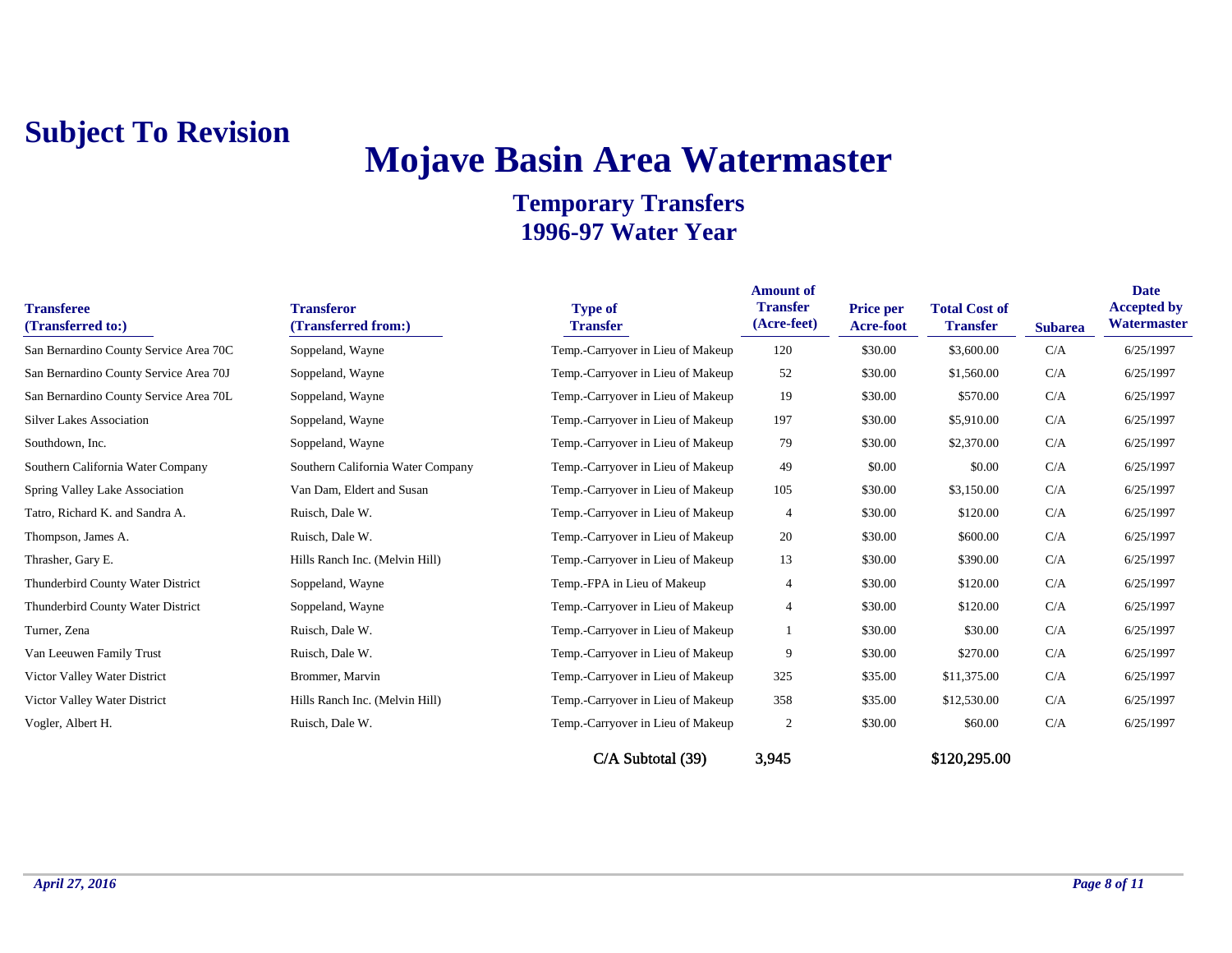**Subject To Revision**

# Mojave Basin Area Watermaster

## Temporary Transfers
## 1996-97 Water Year

| Transferee (Transferred to:) | Transferor (Transferred from:) | Type of Transfer | Amount of Transfer (Acre-feet) | Price per Acre-foot | Total Cost of Transfer | Subarea | Date Accepted by Watermaster |
|---|---|---|---|---|---|---|---|
| San Bernardino County Service Area 70C | Soppeland, Wayne | Temp.-Carryover in Lieu of Makeup | 120 | $30.00 | $3,600.00 | C/A | 6/25/1997 |
| San Bernardino County Service Area 70J | Soppeland, Wayne | Temp.-Carryover in Lieu of Makeup | 52 | $30.00 | $1,560.00 | C/A | 6/25/1997 |
| San Bernardino County Service Area 70L | Soppeland, Wayne | Temp.-Carryover in Lieu of Makeup | 19 | $30.00 | $570.00 | C/A | 6/25/1997 |
| Silver Lakes Association | Soppeland, Wayne | Temp.-Carryover in Lieu of Makeup | 197 | $30.00 | $5,910.00 | C/A | 6/25/1997 |
| Southdown, Inc. | Soppeland, Wayne | Temp.-Carryover in Lieu of Makeup | 79 | $30.00 | $2,370.00 | C/A | 6/25/1997 |
| Southern California Water Company | Southern California Water Company | Temp.-Carryover in Lieu of Makeup | 49 | $0.00 | $0.00 | C/A | 6/25/1997 |
| Spring Valley Lake Association | Van Dam, Eldert and Susan | Temp.-Carryover in Lieu of Makeup | 105 | $30.00 | $3,150.00 | C/A | 6/25/1997 |
| Tatro, Richard K. and Sandra A. | Ruisch, Dale W. | Temp.-Carryover in Lieu of Makeup | 4 | $30.00 | $120.00 | C/A | 6/25/1997 |
| Thompson, James A. | Ruisch, Dale W. | Temp.-Carryover in Lieu of Makeup | 20 | $30.00 | $600.00 | C/A | 6/25/1997 |
| Thrasher, Gary E. | Hills Ranch Inc. (Melvin Hill) | Temp.-Carryover in Lieu of Makeup | 13 | $30.00 | $390.00 | C/A | 6/25/1997 |
| Thunderbird County Water District | Soppeland, Wayne | Temp.-FPA in Lieu of Makeup | 4 | $30.00 | $120.00 | C/A | 6/25/1997 |
| Thunderbird County Water District | Soppeland, Wayne | Temp.-Carryover in Lieu of Makeup | 4 | $30.00 | $120.00 | C/A | 6/25/1997 |
| Turner, Zena | Ruisch, Dale W. | Temp.-Carryover in Lieu of Makeup | 1 | $30.00 | $30.00 | C/A | 6/25/1997 |
| Van Leeuwen Family Trust | Ruisch, Dale W. | Temp.-Carryover in Lieu of Makeup | 9 | $30.00 | $270.00 | C/A | 6/25/1997 |
| Victor Valley Water District | Brommer, Marvin | Temp.-Carryover in Lieu of Makeup | 325 | $35.00 | $11,375.00 | C/A | 6/25/1997 |
| Victor Valley Water District | Hills Ranch Inc. (Melvin Hill) | Temp.-Carryover in Lieu of Makeup | 358 | $35.00 | $12,530.00 | C/A | 6/25/1997 |
| Vogler, Albert H. | Ruisch, Dale W. | Temp.-Carryover in Lieu of Makeup | 2 | $30.00 | $60.00 | C/A | 6/25/1997 |
| | | C/A Subtotal (39) | 3,945 | | $120,295.00 | | |

*April 27, 2016*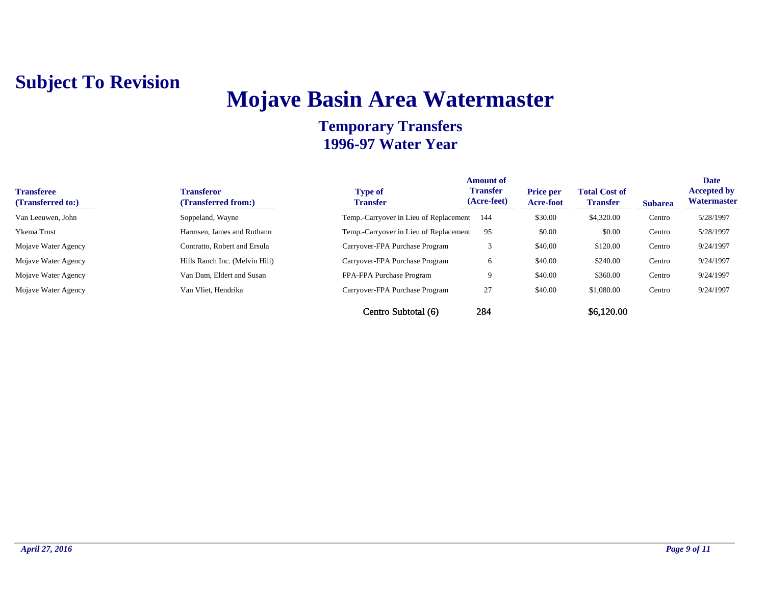**Subject To Revision**

# Mojave Basin Area Watermaster

## Temporary Transfers
## 1996-97 Water Year

| Transferee (Transferred to:) | Transferor (Transferred from:) | Type of Transfer | Amount of Transfer (Acre-feet) | Price per Acre-foot | Total Cost of Transfer | Subarea | Date Accepted by Watermaster |
|---|---|---|---|---|---|---|---|
| Van Leeuwen, John | Soppeland, Wayne | Temp.-Carryover in Lieu of Replacement | 144 | $30.00 | $4,320.00 | Centro | 5/28/1997 |
| Ykema Trust | Harmsen, James and Ruthann | Temp.-Carryover in Lieu of Replacement | 95 | $0.00 | $0.00 | Centro | 5/28/1997 |
| Mojave Water Agency | Contratto, Robert and Ersula | Carryover-FPA Purchase Program | 3 | $40.00 | $120.00 | Centro | 9/24/1997 |
| Mojave Water Agency | Hills Ranch Inc. (Melvin Hill) | Carryover-FPA Purchase Program | 6 | $40.00 | $240.00 | Centro | 9/24/1997 |
| Mojave Water Agency | Van Dam, Eldert and Susan | FPA-FPA Purchase Program | 9 | $40.00 | $360.00 | Centro | 9/24/1997 |
| Mojave Water Agency | Van Vliet, Hendrika | Carryover-FPA Purchase Program | 27 | $40.00 | $1,080.00 | Centro | 9/24/1997 |
| | | Centro Subtotal (6) | 284 | | $6,120.00 | | |

*April 27, 2016*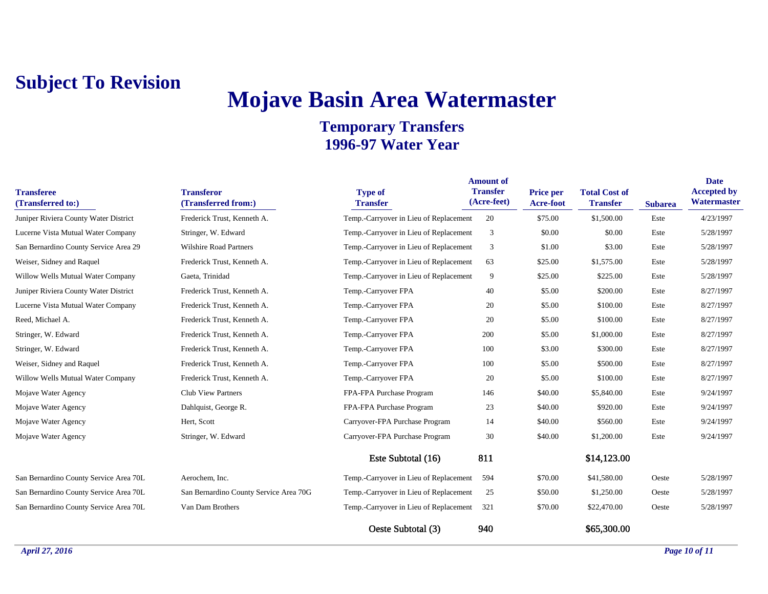**Subject To Revision**

# Mojave Basin Area Watermaster

## Temporary Transfers
## 1996-97 Water Year

| Transferee (Transferred to:) | Transferor (Transferred from:) | Type of Transfer | Amount of Transfer (Acre-feet) | Price per Acre-foot | Total Cost of Transfer | Subarea | Date Accepted by Watermaster |
|---|---|---|---|---|---|---|---|
| Juniper Riviera County Water District | Frederick Trust, Kenneth A. | Temp.-Carryover in Lieu of Replacement | 20 | $75.00 | $1,500.00 | Este | 4/23/1997 |
| Lucerne Vista Mutual Water Company | Stringer, W. Edward | Temp.-Carryover in Lieu of Replacement | 3 | $0.00 | $0.00 | Este | 5/28/1997 |
| San Bernardino County Service Area 29 | Wilshire Road Partners | Temp.-Carryover in Lieu of Replacement | 3 | $1.00 | $3.00 | Este | 5/28/1997 |
| Weiser, Sidney and Raquel | Frederick Trust, Kenneth A. | Temp.-Carryover in Lieu of Replacement | 63 | $25.00 | $1,575.00 | Este | 5/28/1997 |
| Willow Wells Mutual Water Company | Gaeta, Trinidad | Temp.-Carryover in Lieu of Replacement | 9 | $25.00 | $225.00 | Este | 5/28/1997 |
| Juniper Riviera County Water District | Frederick Trust, Kenneth A. | Temp.-Carryover FPA | 40 | $5.00 | $200.00 | Este | 8/27/1997 |
| Lucerne Vista Mutual Water Company | Frederick Trust, Kenneth A. | Temp.-Carryover FPA | 20 | $5.00 | $100.00 | Este | 8/27/1997 |
| Reed, Michael A. | Frederick Trust, Kenneth A. | Temp.-Carryover FPA | 20 | $5.00 | $100.00 | Este | 8/27/1997 |
| Stringer, W. Edward | Frederick Trust, Kenneth A. | Temp.-Carryover FPA | 200 | $5.00 | $1,000.00 | Este | 8/27/1997 |
| Stringer, W. Edward | Frederick Trust, Kenneth A. | Temp.-Carryover FPA | 100 | $3.00 | $300.00 | Este | 8/27/1997 |
| Weiser, Sidney and Raquel | Frederick Trust, Kenneth A. | Temp.-Carryover FPA | 100 | $5.00 | $500.00 | Este | 8/27/1997 |
| Willow Wells Mutual Water Company | Frederick Trust, Kenneth A. | Temp.-Carryover FPA | 20 | $5.00 | $100.00 | Este | 8/27/1997 |
| Mojave Water Agency | Club View Partners | FPA-FPA Purchase Program | 146 | $40.00 | $5,840.00 | Este | 9/24/1997 |
| Mojave Water Agency | Dahlquist, George R. | FPA-FPA Purchase Program | 23 | $40.00 | $920.00 | Este | 9/24/1997 |
| Mojave Water Agency | Hert, Scott | Carryover-FPA Purchase Program | 14 | $40.00 | $560.00 | Este | 9/24/1997 |
| Mojave Water Agency | Stringer, W. Edward | Carryover-FPA Purchase Program | 30 | $40.00 | $1,200.00 | Este | 9/24/1997 |
| | | **Este Subtotal (16)** | **811** | | **$14,123.00** | | |
| San Bernardino County Service Area 70L | Aerochem, Inc. | Temp.-Carryover in Lieu of Replacement | 594 | $70.00 | $41,580.00 | Oeste | 5/28/1997 |
| San Bernardino County Service Area 70L | San Bernardino County Service Area 70G | Temp.-Carryover in Lieu of Replacement | 25 | $50.00 | $1,250.00 | Oeste | 5/28/1997 |
| San Bernardino County Service Area 70L | Van Dam Brothers | Temp.-Carryover in Lieu of Replacement | 321 | $70.00 | $22,470.00 | Oeste | 5/28/1997 |
| | | **Oeste Subtotal (3)** | **940** | | **$65,300.00** | | |

*April 27, 2016*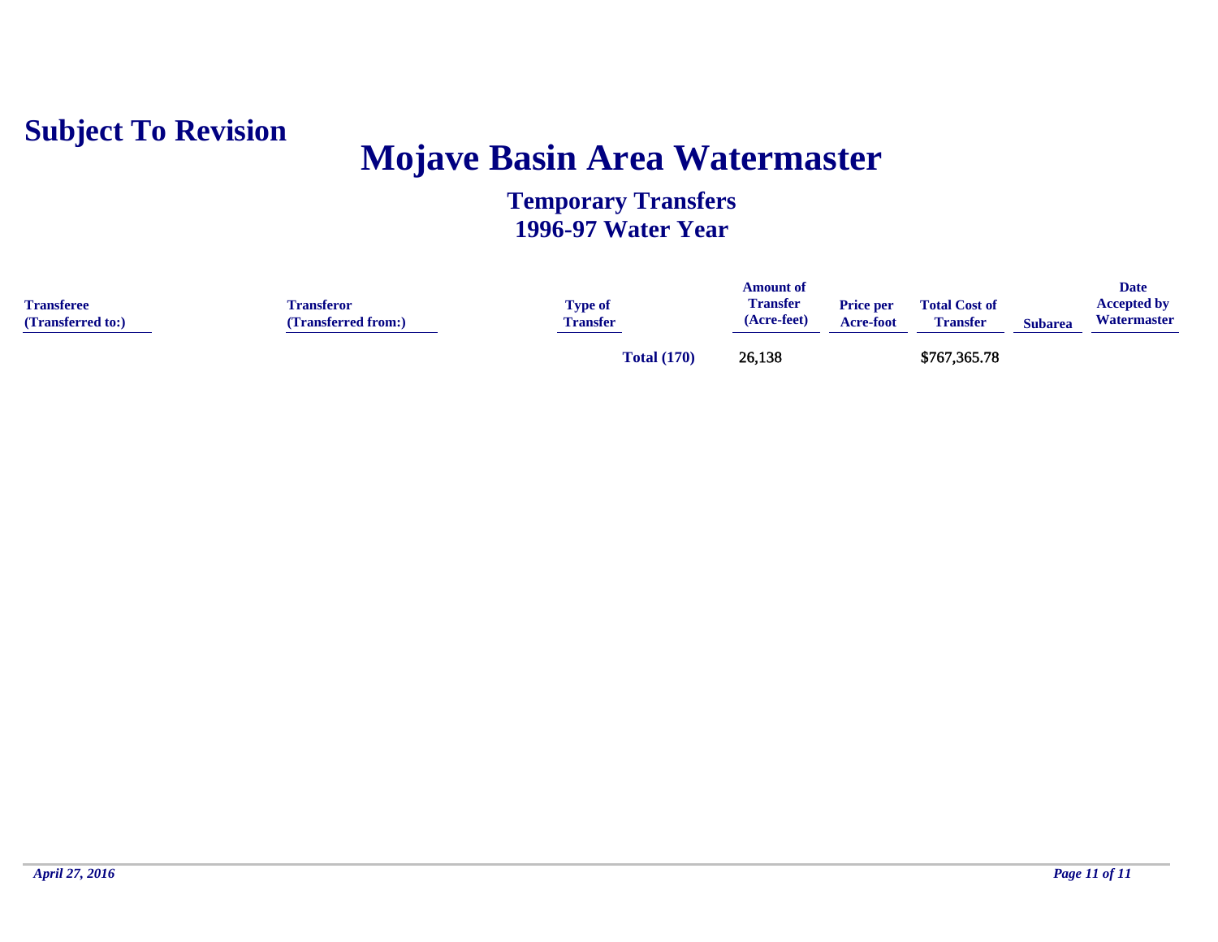**Subject To Revision**

# Mojave Basin Area Watermaster

## Temporary Transfers
## 1996-97 Water Year

| Transferee (Transferred to:) | Transferor (Transferred from:) | Type of Transfer | | Amount of Transfer (Acre-feet) | Price per Acre-foot | Total Cost of Transfer | Subarea | Date Accepted by Watermaster |
|---|---|---|---|---|---|---|---|---|
| | | | **Total (170)** | 26,138 | | $767,365.78 | | |